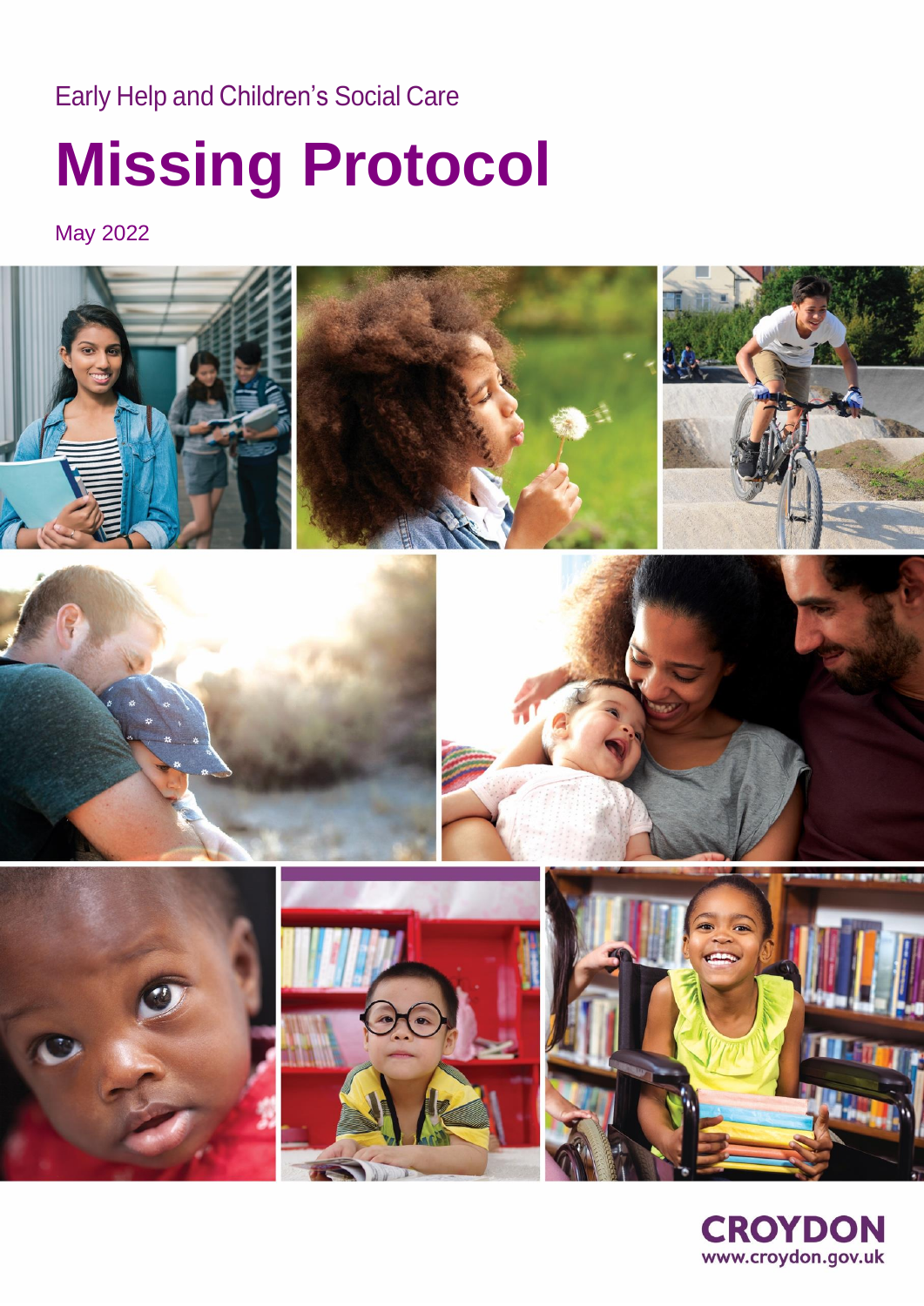Early Help and Children's Social Care

# Missing Protocol

May 2022

CROYDON
www.croydon.gov.uk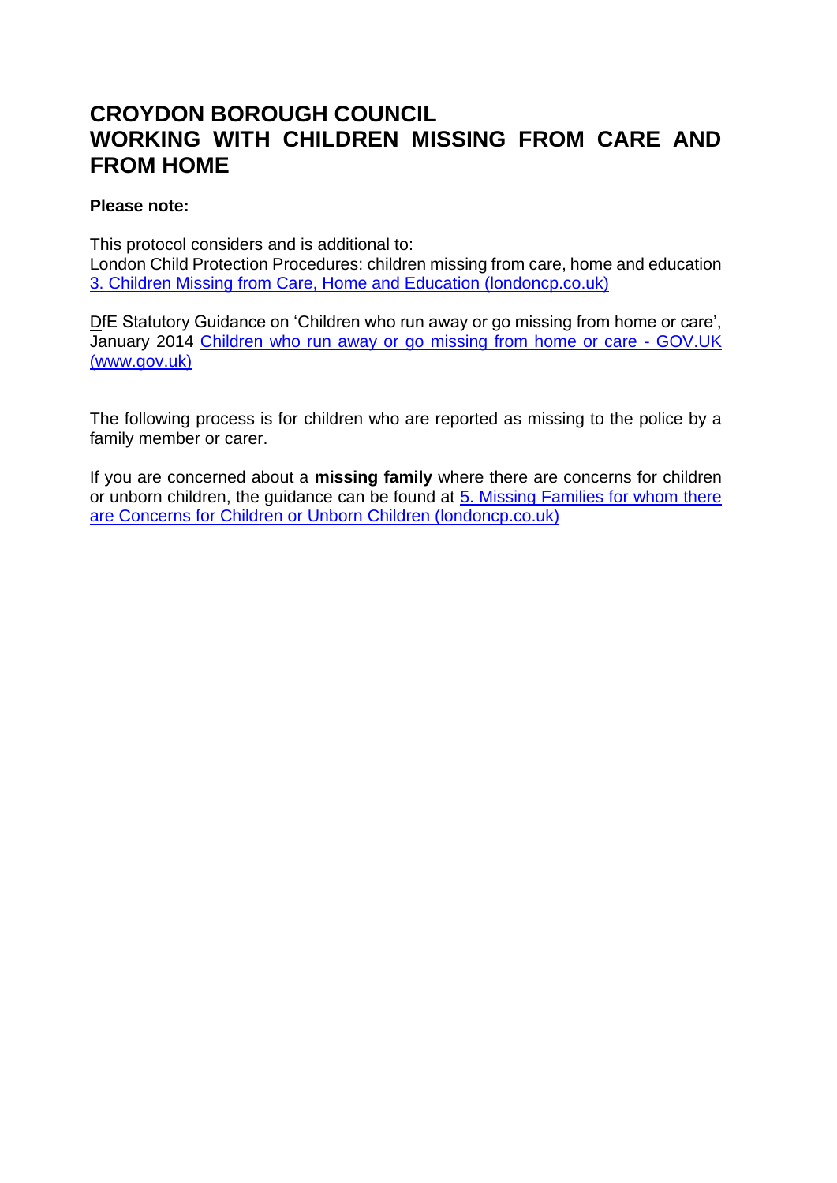# CROYDON BOROUGH COUNCIL
# WORKING WITH CHILDREN MISSING FROM CARE AND FROM HOME

**Please note:**

This protocol considers and is additional to:
London Child Protection Procedures: children missing from care, home and education
[3. Children Missing from Care, Home and Education (londoncp.co.uk)]

DfE Statutory Guidance on 'Children who run away or go missing from home or care', January 2014 [Children who run away or go missing from home or care - GOV.UK (www.gov.uk)]

The following process is for children who are reported as missing to the police by a family member or carer.

If you are concerned about a **missing family** where there are concerns for children or unborn children, the guidance can be found at [5. Missing Families for whom there are Concerns for Children or Unborn Children (londoncp.co.uk)]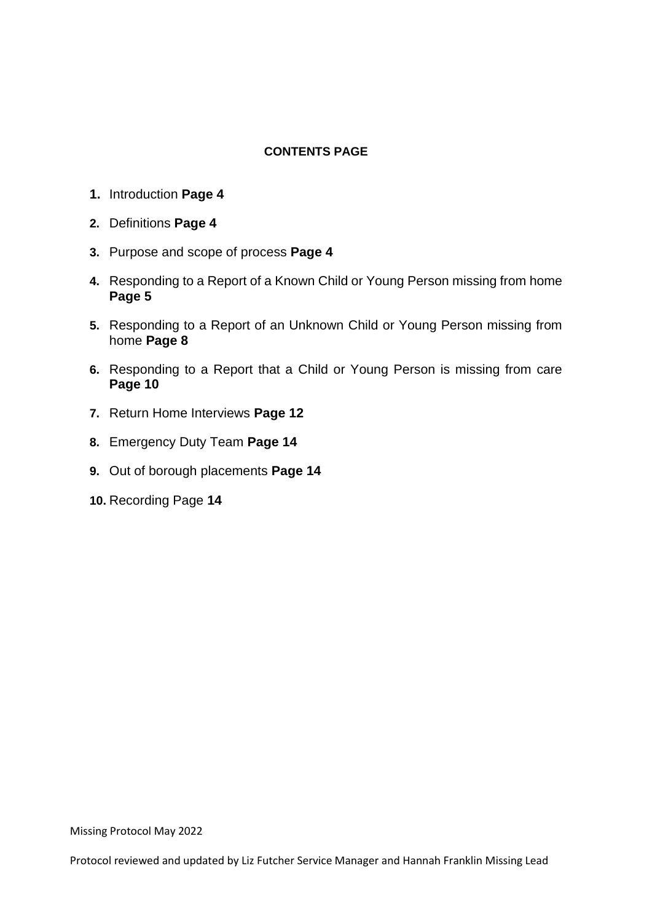**CONTENTS PAGE**

1. Introduction **Page 4**
2. Definitions **Page 4**
3. Purpose and scope of process **Page 4**
4. Responding to a Report of a Known Child or Young Person missing from home **Page 5**
5. Responding to a Report of an Unknown Child or Young Person missing from home **Page 8**
6. Responding to a Report that a Child or Young Person is missing from care **Page 10**
7. Return Home Interviews **Page 12**
8. Emergency Duty Team **Page 14**
9. Out of borough placements **Page 14**
10. Recording Page **14**

Missing Protocol May 2022

Protocol reviewed and updated by Liz Futcher Service Manager and Hannah Franklin Missing Lead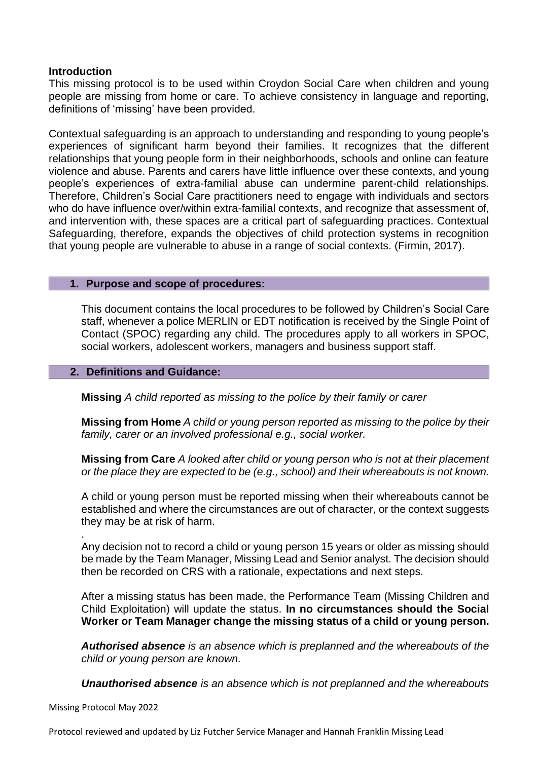## Introduction

This missing protocol is to be used within Croydon Social Care when children and young people are missing from home or care. To achieve consistency in language and reporting, definitions of 'missing' have been provided.

Contextual safeguarding is an approach to understanding and responding to young people's experiences of significant harm beyond their families. It recognizes that the different relationships that young people form in their neighborhoods, schools and online can feature violence and abuse. Parents and carers have little influence over these contexts, and young people's experiences of extra-familial abuse can undermine parent-child relationships. Therefore, Children's Social Care practitioners need to engage with individuals and sectors who do have influence over/within extra-familial contexts, and recognize that assessment of, and intervention with, these spaces are a critical part of safeguarding practices. Contextual Safeguarding, therefore, expands the objectives of child protection systems in recognition that young people are vulnerable to abuse in a range of social contexts. (Firmin, 2017).

## 1. Purpose and scope of procedures:

This document contains the local procedures to be followed by Children's Social Care staff, whenever a police MERLIN or EDT notification is received by the Single Point of Contact (SPOC) regarding any child. The procedures apply to all workers in SPOC, social workers, adolescent workers, managers and business support staff.

## 2. Definitions and Guidance:

**Missing** *A child reported as missing to the police by their family or carer*

**Missing from Home** *A child or young person reported as missing to the police by their family, carer or an involved professional e.g., social worker.*

**Missing from Care** *A looked after child or young person who is not at their placement or the place they are expected to be (e.g., school) and their whereabouts is not known.*

A child or young person must be reported missing when their whereabouts cannot be established and where the circumstances are out of character, or the context suggests they may be at risk of harm.

.

Any decision not to record a child or young person 15 years or older as missing should be made by the Team Manager, Missing Lead and Senior analyst. The decision should then be recorded on CRS with a rationale, expectations and next steps.

After a missing status has been made, the Performance Team (Missing Children and Child Exploitation) will update the status. **In no circumstances should the Social Worker or Team Manager change the missing status of a child or young person.**

***Authorised absence*** *is an absence which is preplanned and the whereabouts of the child or young person are known.*

***Unauthorised absence*** *is an absence which is not preplanned and the whereabouts*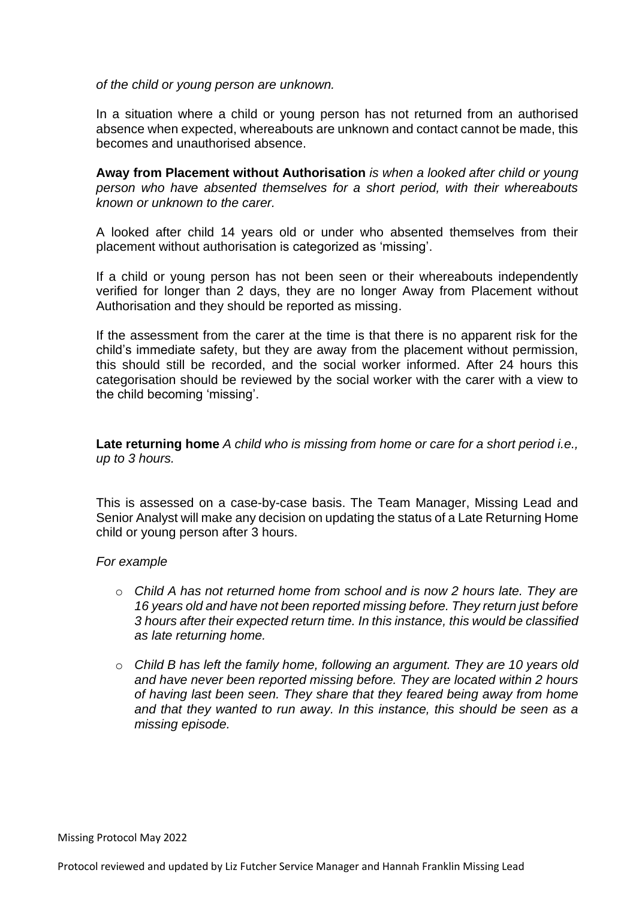*of the child or young person are unknown.*

In a situation where a child or young person has not returned from an authorised absence when expected, whereabouts are unknown and contact cannot be made, this becomes and unauthorised absence.

**Away from Placement without Authorisation** *is when a looked after child or young person who have absented themselves for a short period, with their whereabouts known or unknown to the carer.*

A looked after child 14 years old or under who absented themselves from their placement without authorisation is categorized as 'missing'.

If a child or young person has not been seen or their whereabouts independently verified for longer than 2 days, they are no longer Away from Placement without Authorisation and they should be reported as missing.

If the assessment from the carer at the time is that there is no apparent risk for the child's immediate safety, but they are away from the placement without permission, this should still be recorded, and the social worker informed. After 24 hours this categorisation should be reviewed by the social worker with the carer with a view to the child becoming 'missing'.

**Late returning home** *A child who is missing from home or care for a short period i.e., up to 3 hours.*

This is assessed on a case-by-case basis. The Team Manager, Missing Lead and Senior Analyst will make any decision on updating the status of a Late Returning Home child or young person after 3 hours.

*For example*

- *Child A has not returned home from school and is now 2 hours late. They are 16 years old and have not been reported missing before. They return just before 3 hours after their expected return time. In this instance, this would be classified as late returning home.*
- *Child B has left the family home, following an argument. They are 10 years old and have never been reported missing before. They are located within 2 hours of having last been seen. They share that they feared being away from home and that they wanted to run away. In this instance, this should be seen as a missing episode.*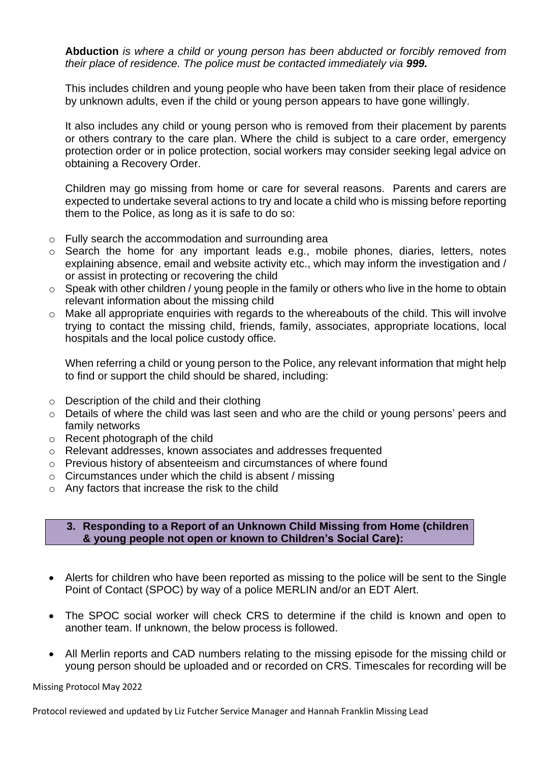**Abduction** *is where a child or young person has been abducted or forcibly removed from their place of residence. The police must be contacted immediately via **999.***

This includes children and young people who have been taken from their place of residence by unknown adults, even if the child or young person appears to have gone willingly.

It also includes any child or young person who is removed from their placement by parents or others contrary to the care plan. Where the child is subject to a care order, emergency protection order or in police protection, social workers may consider seeking legal advice on obtaining a Recovery Order.

Children may go missing from home or care for several reasons. Parents and carers are expected to undertake several actions to try and locate a child who is missing before reporting them to the Police, as long as it is safe to do so:

- Fully search the accommodation and surrounding area
- Search the home for any important leads e.g., mobile phones, diaries, letters, notes explaining absence, email and website activity etc., which may inform the investigation and / or assist in protecting or recovering the child
- Speak with other children / young people in the family or others who live in the home to obtain relevant information about the missing child
- Make all appropriate enquiries with regards to the whereabouts of the child. This will involve trying to contact the missing child, friends, family, associates, appropriate locations, local hospitals and the local police custody office.

When referring a child or young person to the Police, any relevant information that might help to find or support the child should be shared, including:

- Description of the child and their clothing
- Details of where the child was last seen and who are the child or young persons' peers and family networks
- Recent photograph of the child
- Relevant addresses, known associates and addresses frequented
- Previous history of absenteeism and circumstances of where found
- Circumstances under which the child is absent / missing
- Any factors that increase the risk to the child

## 3. Responding to a Report of an Unknown Child Missing from Home (children & young people not open or known to Children's Social Care):

- Alerts for children who have been reported as missing to the police will be sent to the Single Point of Contact (SPOC) by way of a police MERLIN and/or an EDT Alert.
- The SPOC social worker will check CRS to determine if the child is known and open to another team. If unknown, the below process is followed.
- All Merlin reports and CAD numbers relating to the missing episode for the missing child or young person should be uploaded and or recorded on CRS. Timescales for recording will be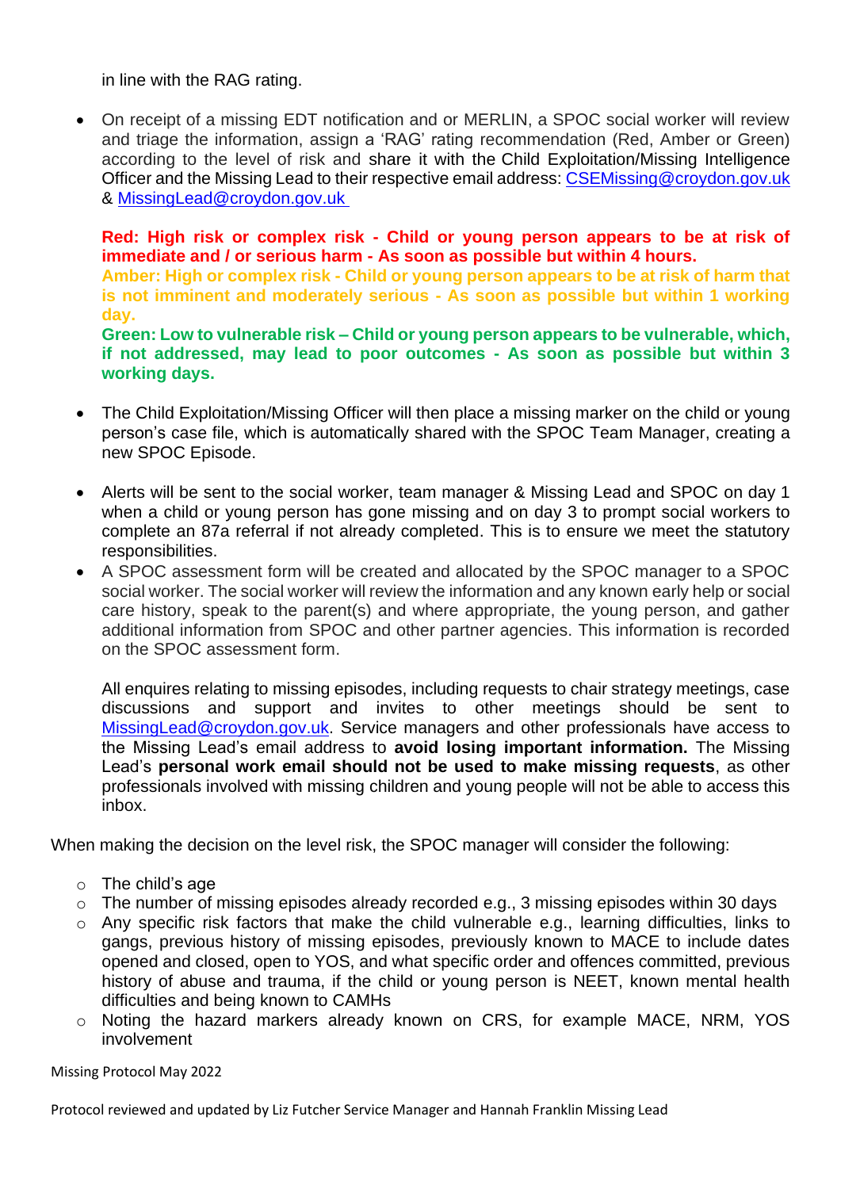in line with the RAG rating.

- On receipt of a missing EDT notification and or MERLIN, a SPOC social worker will review and triage the information, assign a 'RAG' rating recommendation (Red, Amber or Green) according to the level of risk and share it with the Child Exploitation/Missing Intelligence Officer and the Missing Lead to their respective email address: CSEMissing@croydon.gov.uk & MissingLead@croydon.gov.uk

  **Red: High risk or complex risk - Child or young person appears to be at risk of immediate and / or serious harm - As soon as possible but within 4 hours.**
  **Amber: High or complex risk - Child or young person appears to be at risk of harm that is not imminent and moderately serious - As soon as possible but within 1 working day.**
  **Green: Low to vulnerable risk – Child or young person appears to be vulnerable, which, if not addressed, may lead to poor outcomes - As soon as possible but within 3 working days.**

- The Child Exploitation/Missing Officer will then place a missing marker on the child or young person's case file, which is automatically shared with the SPOC Team Manager, creating a new SPOC Episode.

- Alerts will be sent to the social worker, team manager & Missing Lead and SPOC on day 1 when a child or young person has gone missing and on day 3 to prompt social workers to complete an 87a referral if not already completed. This is to ensure we meet the statutory responsibilities.
- A SPOC assessment form will be created and allocated by the SPOC manager to a SPOC social worker. The social worker will review the information and any known early help or social care history, speak to the parent(s) and where appropriate, the young person, and gather additional information from SPOC and other partner agencies. This information is recorded on the SPOC assessment form.

  All enquires relating to missing episodes, including requests to chair strategy meetings, case discussions and support and invites to other meetings should be sent to MissingLead@croydon.gov.uk. Service managers and other professionals have access to the Missing Lead's email address to **avoid losing important information.** The Missing Lead's **personal work email should not be used to make missing requests**, as other professionals involved with missing children and young people will not be able to access this inbox.

When making the decision on the level risk, the SPOC manager will consider the following:

- The child's age
- The number of missing episodes already recorded e.g., 3 missing episodes within 30 days
- Any specific risk factors that make the child vulnerable e.g., learning difficulties, links to gangs, previous history of missing episodes, previously known to MACE to include dates opened and closed, open to YOS, and what specific order and offences committed, previous history of abuse and trauma, if the child or young person is NEET, known mental health difficulties and being known to CAMHs
- Noting the hazard markers already known on CRS, for example MACE, NRM, YOS involvement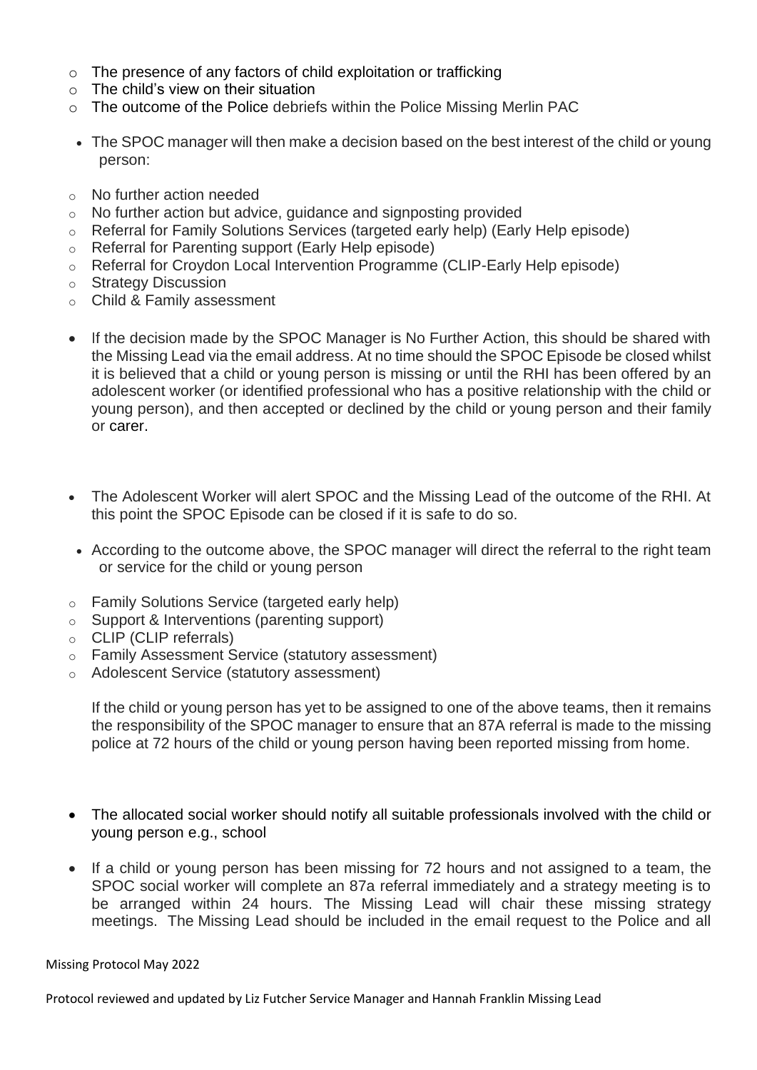- The presence of any factors of child exploitation or trafficking
- The child's view on their situation
- The outcome of the Police debriefs within the Police Missing Merlin PAC

- The SPOC manager will then make a decision based on the best interest of the child or young person:

- No further action needed
- No further action but advice, guidance and signposting provided
- Referral for Family Solutions Services (targeted early help) (Early Help episode)
- Referral for Parenting support (Early Help episode)
- Referral for Croydon Local Intervention Programme (CLIP-Early Help episode)
- Strategy Discussion
- Child & Family assessment

- If the decision made by the SPOC Manager is No Further Action, this should be shared with the Missing Lead via the email address. At no time should the SPOC Episode be closed whilst it is believed that a child or young person is missing or until the RHI has been offered by an adolescent worker (or identified professional who has a positive relationship with the child or young person), and then accepted or declined by the child or young person and their family or carer.

- The Adolescent Worker will alert SPOC and the Missing Lead of the outcome of the RHI. At this point the SPOC Episode can be closed if it is safe to do so.

- According to the outcome above, the SPOC manager will direct the referral to the right team or service for the child or young person

- Family Solutions Service (targeted early help)
- Support & Interventions (parenting support)
- CLIP (CLIP referrals)
- Family Assessment Service (statutory assessment)
- Adolescent Service (statutory assessment)

If the child or young person has yet to be assigned to one of the above teams, then it remains the responsibility of the SPOC manager to ensure that an 87A referral is made to the missing police at 72 hours of the child or young person having been reported missing from home.

- The allocated social worker should notify all suitable professionals involved with the child or young person e.g., school

- If a child or young person has been missing for 72 hours and not assigned to a team, the SPOC social worker will complete an 87a referral immediately and a strategy meeting is to be arranged within 24 hours. The Missing Lead will chair these missing strategy meetings. The Missing Lead should be included in the email request to the Police and all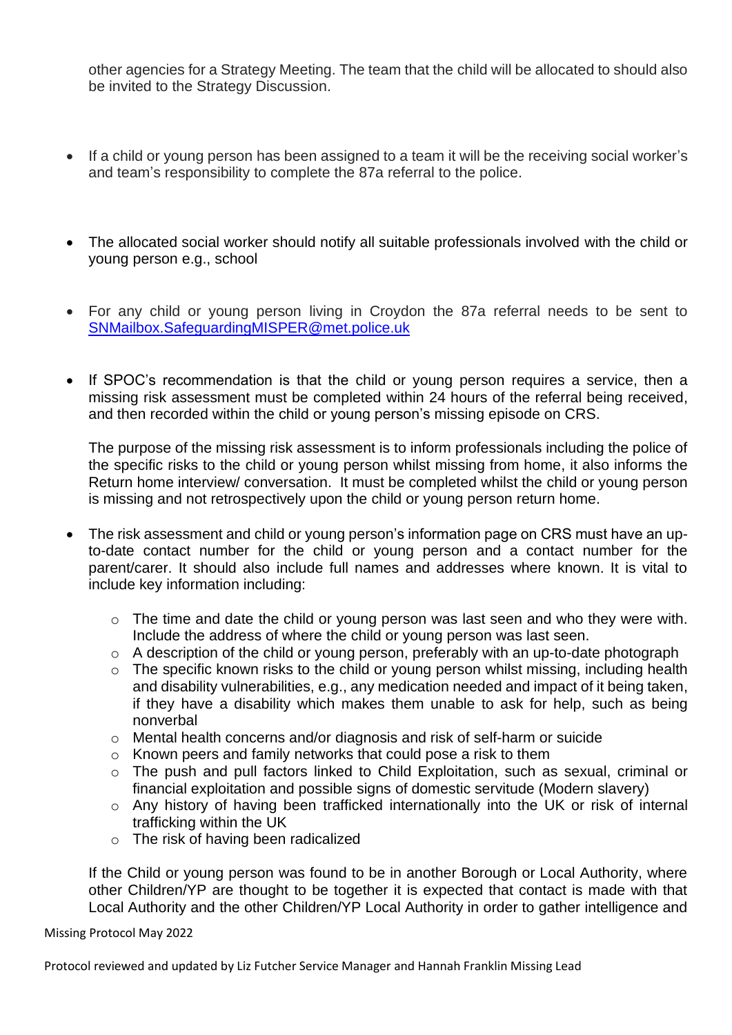other agencies for a Strategy Meeting. The team that the child will be allocated to should also be invited to the Strategy Discussion.

- If a child or young person has been assigned to a team it will be the receiving social worker's and team's responsibility to complete the 87a referral to the police.

- The allocated social worker should notify all suitable professionals involved with the child or young person e.g., school

- For any child or young person living in Croydon the 87a referral needs to be sent to [SNMailbox.SafeguardingMISPER@met.police.uk](mailto:SNMailbox.SafeguardingMISPER@met.police.uk)

- If SPOC's recommendation is that the child or young person requires a service, then a missing risk assessment must be completed within 24 hours of the referral being received, and then recorded within the child or young person's missing episode on CRS.

  The purpose of the missing risk assessment is to inform professionals including the police of the specific risks to the child or young person whilst missing from home, it also informs the Return home interview/ conversation. It must be completed whilst the child or young person is missing and not retrospectively upon the child or young person return home.

- The risk assessment and child or young person's information page on CRS must have an up-to-date contact number for the child or young person and a contact number for the parent/carer. It should also include full names and addresses where known. It is vital to include key information including:

  - The time and date the child or young person was last seen and who they were with. Include the address of where the child or young person was last seen.
  - A description of the child or young person, preferably with an up-to-date photograph
  - The specific known risks to the child or young person whilst missing, including health and disability vulnerabilities, e.g., any medication needed and impact of it being taken, if they have a disability which makes them unable to ask for help, such as being nonverbal
  - Mental health concerns and/or diagnosis and risk of self-harm or suicide
  - Known peers and family networks that could pose a risk to them
  - The push and pull factors linked to Child Exploitation, such as sexual, criminal or financial exploitation and possible signs of domestic servitude (Modern slavery)
  - Any history of having been trafficked internationally into the UK or risk of internal trafficking within the UK
  - The risk of having been radicalized

  If the Child or young person was found to be in another Borough or Local Authority, where other Children/YP are thought to be together it is expected that contact is made with that Local Authority and the other Children/YP Local Authority in order to gather intelligence and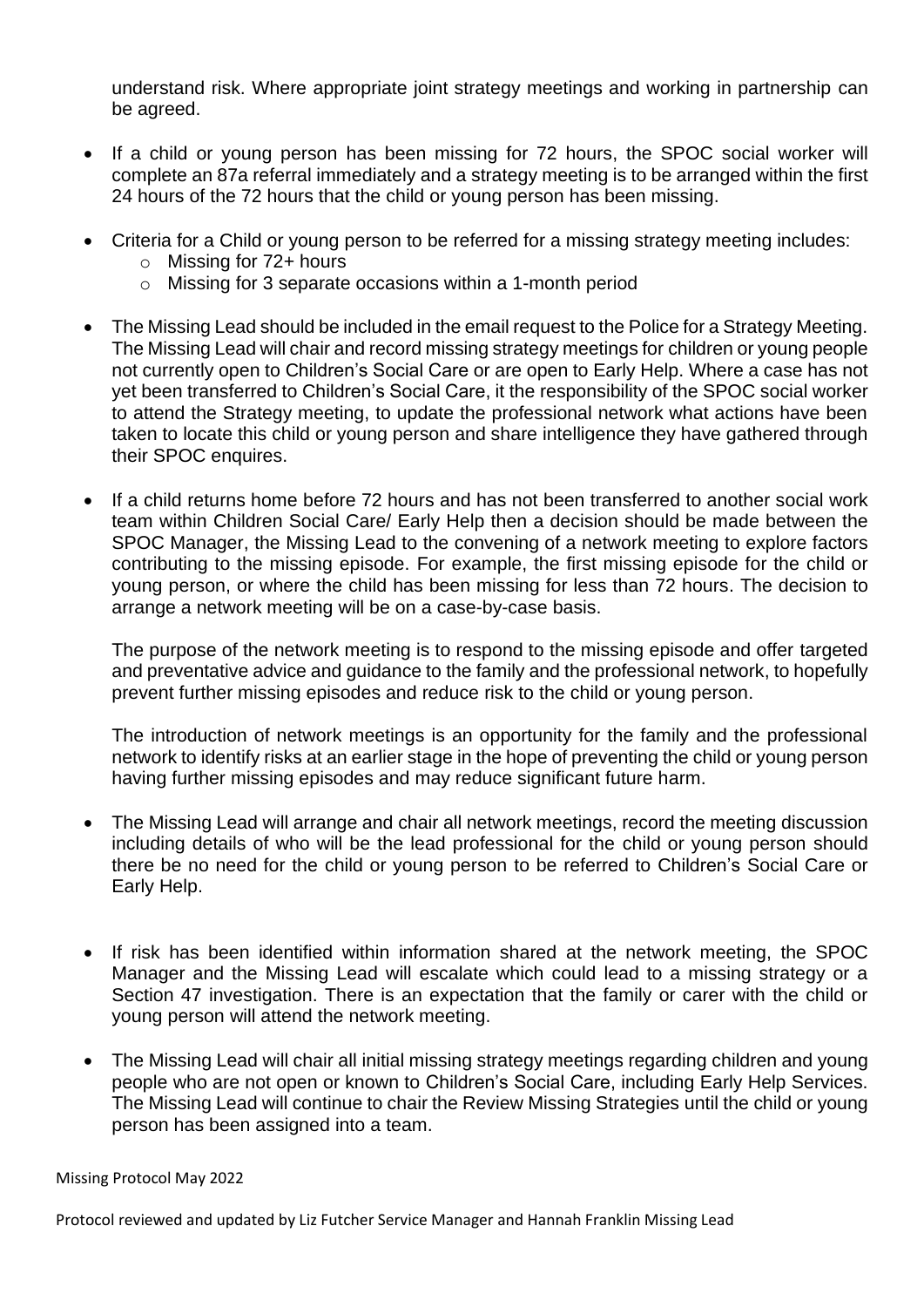understand risk. Where appropriate joint strategy meetings and working in partnership can be agreed.

- If a child or young person has been missing for 72 hours, the SPOC social worker will complete an 87a referral immediately and a strategy meeting is to be arranged within the first 24 hours of the 72 hours that the child or young person has been missing.

- Criteria for a Child or young person to be referred for a missing strategy meeting includes:
  - Missing for 72+ hours
  - Missing for 3 separate occasions within a 1-month period

- The Missing Lead should be included in the email request to the Police for a Strategy Meeting. The Missing Lead will chair and record missing strategy meetings for children or young people not currently open to Children's Social Care or are open to Early Help. Where a case has not yet been transferred to Children's Social Care, it the responsibility of the SPOC social worker to attend the Strategy meeting, to update the professional network what actions have been taken to locate this child or young person and share intelligence they have gathered through their SPOC enquires.

- If a child returns home before 72 hours and has not been transferred to another social work team within Children Social Care/ Early Help then a decision should be made between the SPOC Manager, the Missing Lead to the convening of a network meeting to explore factors contributing to the missing episode. For example, the first missing episode for the child or young person, or where the child has been missing for less than 72 hours. The decision to arrange a network meeting will be on a case-by-case basis.

  The purpose of the network meeting is to respond to the missing episode and offer targeted and preventative advice and guidance to the family and the professional network, to hopefully prevent further missing episodes and reduce risk to the child or young person.

  The introduction of network meetings is an opportunity for the family and the professional network to identify risks at an earlier stage in the hope of preventing the child or young person having further missing episodes and may reduce significant future harm.

- The Missing Lead will arrange and chair all network meetings, record the meeting discussion including details of who will be the lead professional for the child or young person should there be no need for the child or young person to be referred to Children's Social Care or Early Help.

- If risk has been identified within information shared at the network meeting, the SPOC Manager and the Missing Lead will escalate which could lead to a missing strategy or a Section 47 investigation. There is an expectation that the family or carer with the child or young person will attend the network meeting.

- The Missing Lead will chair all initial missing strategy meetings regarding children and young people who are not open or known to Children's Social Care, including Early Help Services. The Missing Lead will continue to chair the Review Missing Strategies until the child or young person has been assigned into a team.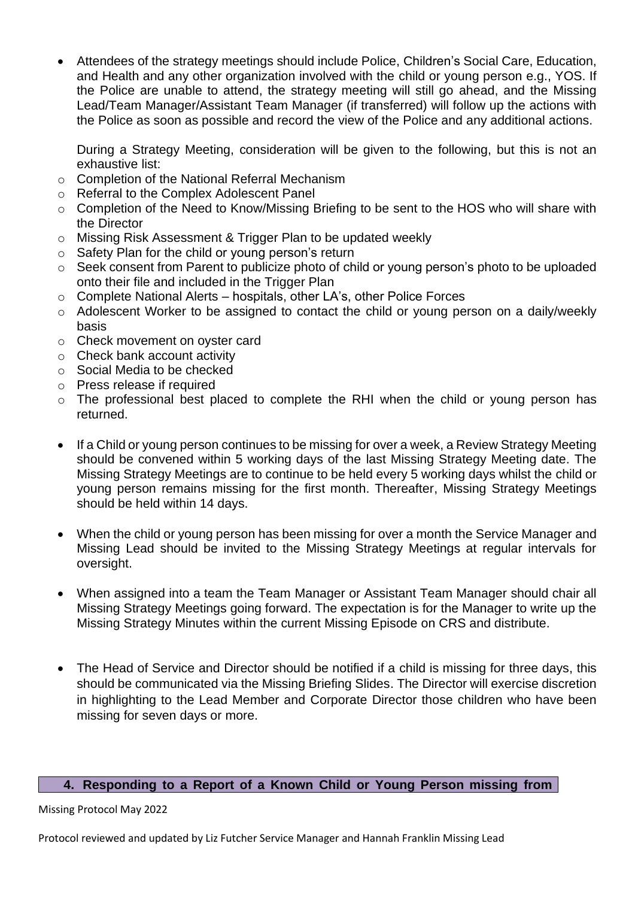- Attendees of the strategy meetings should include Police, Children's Social Care, Education, and Health and any other organization involved with the child or young person e.g., YOS. If the Police are unable to attend, the strategy meeting will still go ahead, and the Missing Lead/Team Manager/Assistant Team Manager (if transferred) will follow up the actions with the Police as soon as possible and record the view of the Police and any additional actions.

  During a Strategy Meeting, consideration will be given to the following, but this is not an exhaustive list:

  - Completion of the National Referral Mechanism
  - Referral to the Complex Adolescent Panel
  - Completion of the Need to Know/Missing Briefing to be sent to the HOS who will share with the Director
  - Missing Risk Assessment & Trigger Plan to be updated weekly
  - Safety Plan for the child or young person's return
  - Seek consent from Parent to publicize photo of child or young person's photo to be uploaded onto their file and included in the Trigger Plan
  - Complete National Alerts – hospitals, other LA's, other Police Forces
  - Adolescent Worker to be assigned to contact the child or young person on a daily/weekly basis
  - Check movement on oyster card
  - Check bank account activity
  - Social Media to be checked
  - Press release if required
  - The professional best placed to complete the RHI when the child or young person has returned.

- If a Child or young person continues to be missing for over a week, a Review Strategy Meeting should be convened within 5 working days of the last Missing Strategy Meeting date. The Missing Strategy Meetings are to continue to be held every 5 working days whilst the child or young person remains missing for the first month. Thereafter, Missing Strategy Meetings should be held within 14 days.

- When the child or young person has been missing for over a month the Service Manager and Missing Lead should be invited to the Missing Strategy Meetings at regular intervals for oversight.

- When assigned into a team the Team Manager or Assistant Team Manager should chair all Missing Strategy Meetings going forward. The expectation is for the Manager to write up the Missing Strategy Minutes within the current Missing Episode on CRS and distribute.

- The Head of Service and Director should be notified if a child is missing for three days, this should be communicated via the Missing Briefing Slides. The Director will exercise discretion in highlighting to the Lead Member and Corporate Director those children who have been missing for seven days or more.

## 4. Responding to a Report of a Known Child or Young Person missing from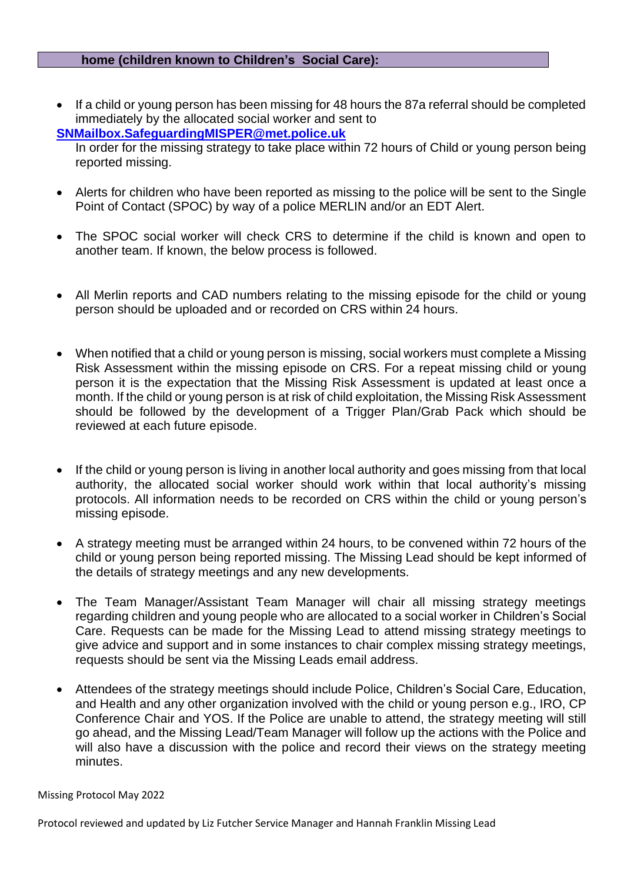### home (children known to Children's Social Care):

- If a child or young person has been missing for 48 hours the 87a referral should be completed immediately by the allocated social worker and sent to **SNMailbox.SafeguardingMISPER@met.police.uk**
  In order for the missing strategy to take place within 72 hours of Child or young person being reported missing.

- Alerts for children who have been reported as missing to the police will be sent to the Single Point of Contact (SPOC) by way of a police MERLIN and/or an EDT Alert.

- The SPOC social worker will check CRS to determine if the child is known and open to another team. If known, the below process is followed.

- All Merlin reports and CAD numbers relating to the missing episode for the child or young person should be uploaded and or recorded on CRS within 24 hours.

- When notified that a child or young person is missing, social workers must complete a Missing Risk Assessment within the missing episode on CRS. For a repeat missing child or young person it is the expectation that the Missing Risk Assessment is updated at least once a month. If the child or young person is at risk of child exploitation, the Missing Risk Assessment should be followed by the development of a Trigger Plan/Grab Pack which should be reviewed at each future episode.

- If the child or young person is living in another local authority and goes missing from that local authority, the allocated social worker should work within that local authority's missing protocols. All information needs to be recorded on CRS within the child or young person's missing episode.

- A strategy meeting must be arranged within 24 hours, to be convened within 72 hours of the child or young person being reported missing. The Missing Lead should be kept informed of the details of strategy meetings and any new developments.

- The Team Manager/Assistant Team Manager will chair all missing strategy meetings regarding children and young people who are allocated to a social worker in Children's Social Care. Requests can be made for the Missing Lead to attend missing strategy meetings to give advice and support and in some instances to chair complex missing strategy meetings, requests should be sent via the Missing Leads email address.

- Attendees of the strategy meetings should include Police, Children's Social Care, Education, and Health and any other organization involved with the child or young person e.g., IRO, CP Conference Chair and YOS. If the Police are unable to attend, the strategy meeting will still go ahead, and the Missing Lead/Team Manager will follow up the actions with the Police and will also have a discussion with the police and record their views on the strategy meeting minutes.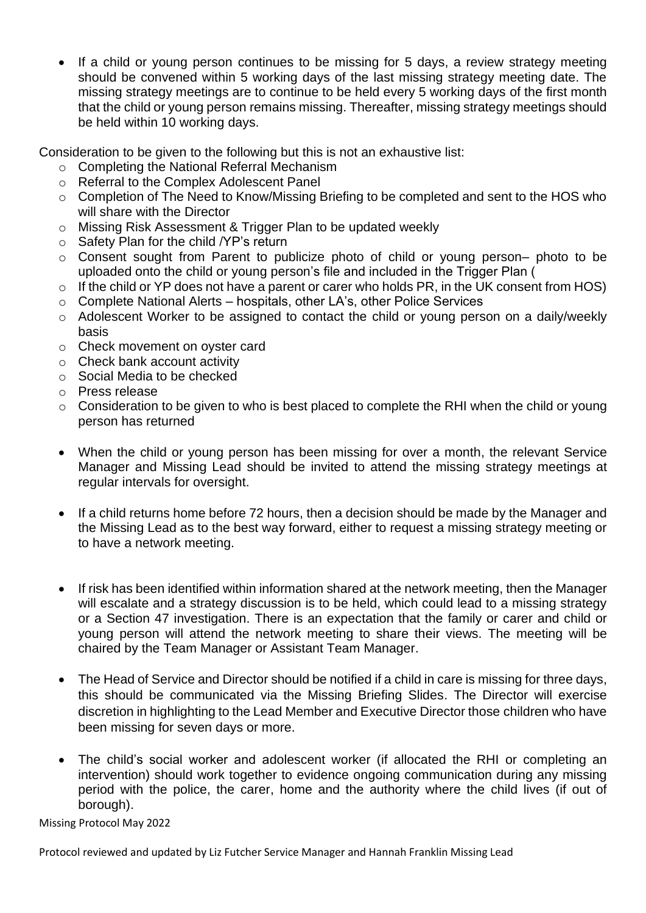- If a child or young person continues to be missing for 5 days, a review strategy meeting should be convened within 5 working days of the last missing strategy meeting date. The missing strategy meetings are to continue to be held every 5 working days of the first month that the child or young person remains missing. Thereafter, missing strategy meetings should be held within 10 working days.

Consideration to be given to the following but this is not an exhaustive list:

- Completing the National Referral Mechanism
- Referral to the Complex Adolescent Panel
- Completion of The Need to Know/Missing Briefing to be completed and sent to the HOS who will share with the Director
- Missing Risk Assessment & Trigger Plan to be updated weekly
- Safety Plan for the child /YP's return
- Consent sought from Parent to publicize photo of child or young person– photo to be uploaded onto the child or young person's file and included in the Trigger Plan (
- If the child or YP does not have a parent or carer who holds PR, in the UK consent from HOS)
- Complete National Alerts – hospitals, other LA's, other Police Services
- Adolescent Worker to be assigned to contact the child or young person on a daily/weekly basis
- Check movement on oyster card
- Check bank account activity
- Social Media to be checked
- Press release
- Consideration to be given to who is best placed to complete the RHI when the child or young person has returned

- When the child or young person has been missing for over a month, the relevant Service Manager and Missing Lead should be invited to attend the missing strategy meetings at regular intervals for oversight.

- If a child returns home before 72 hours, then a decision should be made by the Manager and the Missing Lead as to the best way forward, either to request a missing strategy meeting or to have a network meeting.

- If risk has been identified within information shared at the network meeting, then the Manager will escalate and a strategy discussion is to be held, which could lead to a missing strategy or a Section 47 investigation. There is an expectation that the family or carer and child or young person will attend the network meeting to share their views. The meeting will be chaired by the Team Manager or Assistant Team Manager.

- The Head of Service and Director should be notified if a child in care is missing for three days, this should be communicated via the Missing Briefing Slides. The Director will exercise discretion in highlighting to the Lead Member and Executive Director those children who have been missing for seven days or more.

- The child's social worker and adolescent worker (if allocated the RHI or completing an intervention) should work together to evidence ongoing communication during any missing period with the police, the carer, home and the authority where the child lives (if out of borough).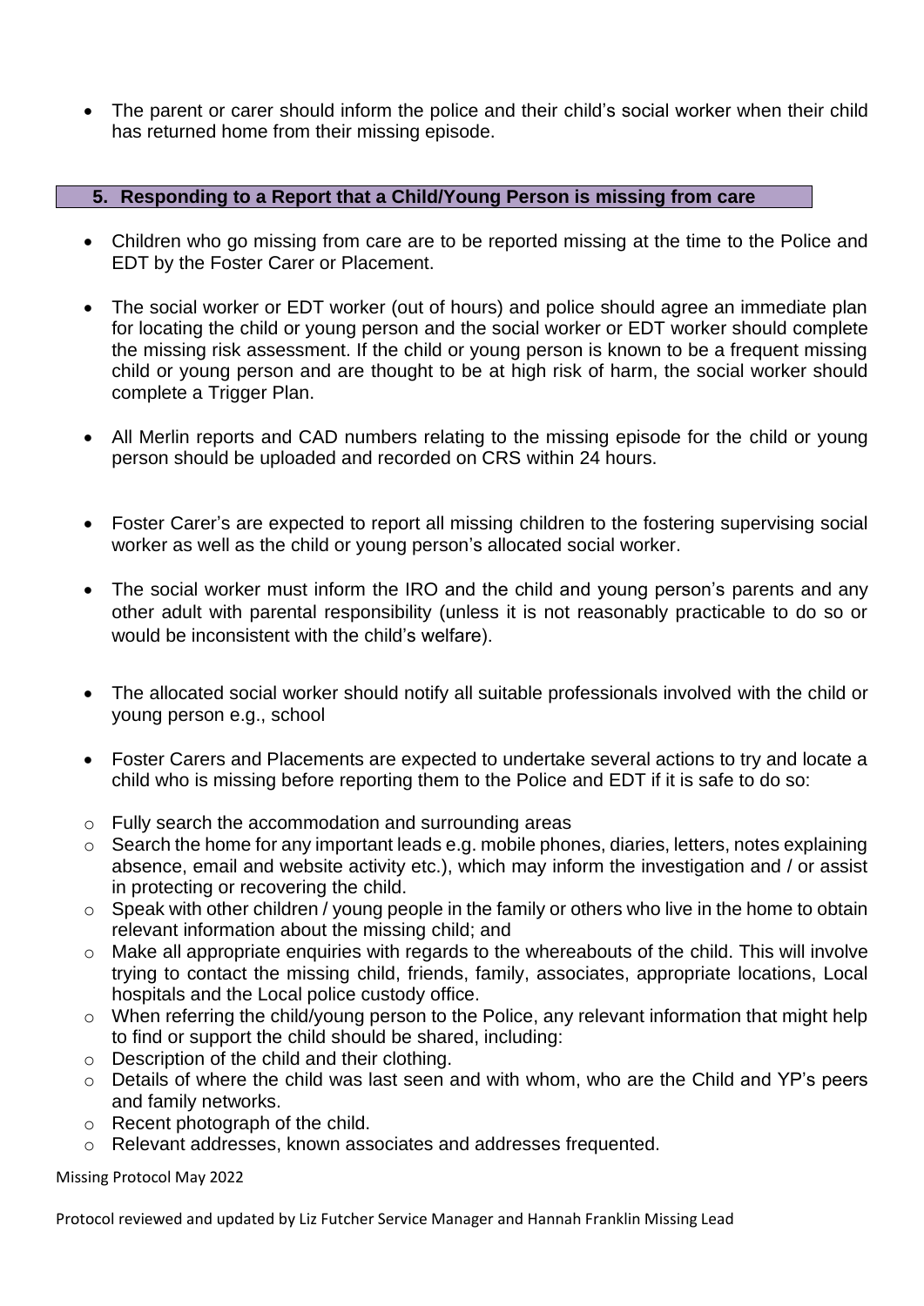- The parent or carer should inform the police and their child's social worker when their child has returned home from their missing episode.

## 5. Responding to a Report that a Child/Young Person is missing from care

- Children who go missing from care are to be reported missing at the time to the Police and EDT by the Foster Carer or Placement.
- The social worker or EDT worker (out of hours) and police should agree an immediate plan for locating the child or young person and the social worker or EDT worker should complete the missing risk assessment. If the child or young person is known to be a frequent missing child or young person and are thought to be at high risk of harm, the social worker should complete a Trigger Plan.
- All Merlin reports and CAD numbers relating to the missing episode for the child or young person should be uploaded and recorded on CRS within 24 hours.
- Foster Carer's are expected to report all missing children to the fostering supervising social worker as well as the child or young person's allocated social worker.
- The social worker must inform the IRO and the child and young person's parents and any other adult with parental responsibility (unless it is not reasonably practicable to do so or would be inconsistent with the child's welfare).
- The allocated social worker should notify all suitable professionals involved with the child or young person e.g., school
- Foster Carers and Placements are expected to undertake several actions to try and locate a child who is missing before reporting them to the Police and EDT if it is safe to do so:
  - Fully search the accommodation and surrounding areas
  - Search the home for any important leads e.g. mobile phones, diaries, letters, notes explaining absence, email and website activity etc.), which may inform the investigation and / or assist in protecting or recovering the child.
  - Speak with other children / young people in the family or others who live in the home to obtain relevant information about the missing child; and
  - Make all appropriate enquiries with regards to the whereabouts of the child. This will involve trying to contact the missing child, friends, family, associates, appropriate locations, Local hospitals and the Local police custody office.
  - When referring the child/young person to the Police, any relevant information that might help to find or support the child should be shared, including:
  - Description of the child and their clothing.
  - Details of where the child was last seen and with whom, who are the Child and YP's peers and family networks.
  - Recent photograph of the child.
  - Relevant addresses, known associates and addresses frequented.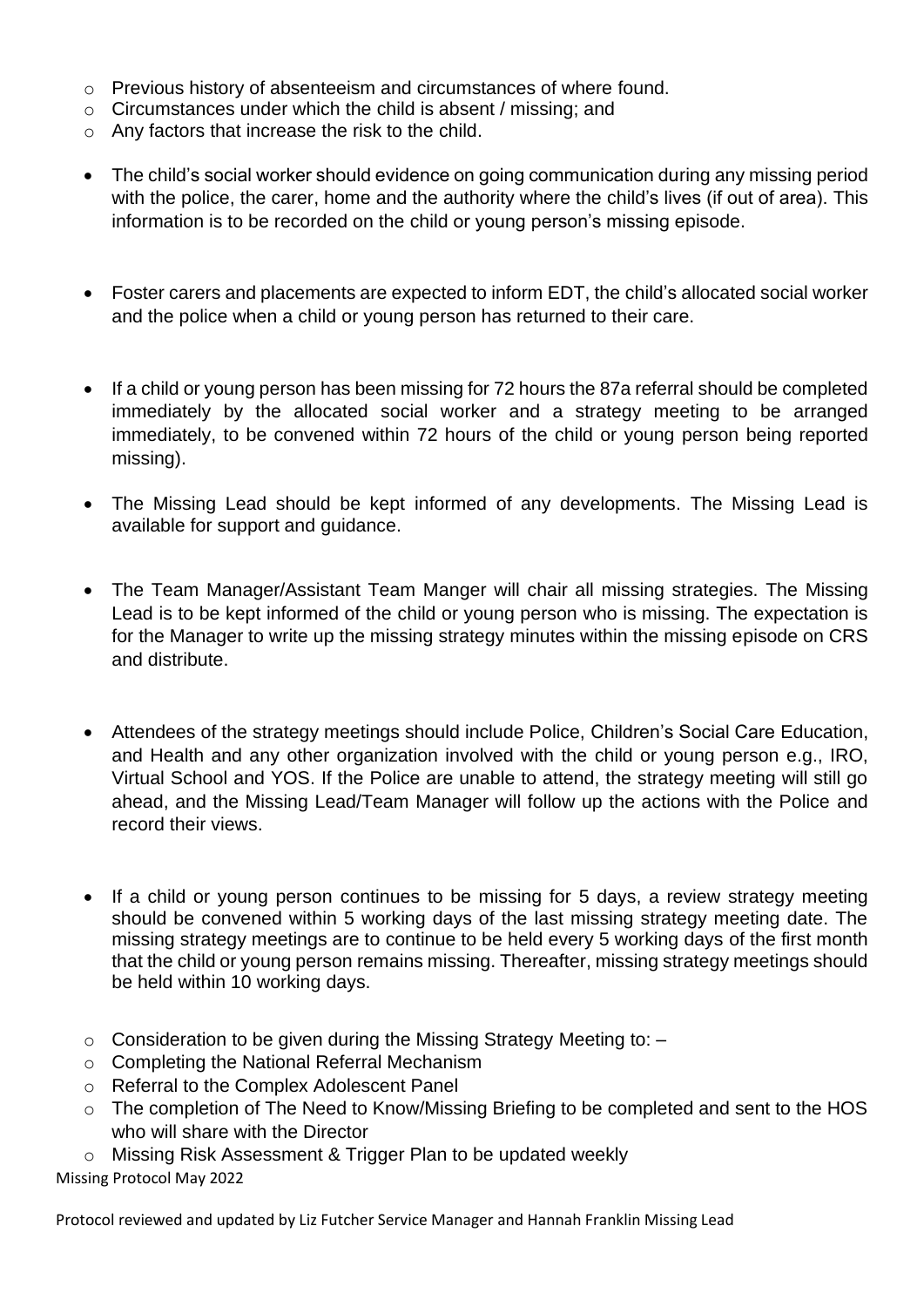- Previous history of absenteeism and circumstances of where found.
- Circumstances under which the child is absent / missing; and
- Any factors that increase the risk to the child.

- The child's social worker should evidence on going communication during any missing period with the police, the carer, home and the authority where the child's lives (if out of area). This information is to be recorded on the child or young person's missing episode.

- Foster carers and placements are expected to inform EDT, the child's allocated social worker and the police when a child or young person has returned to their care.

- If a child or young person has been missing for 72 hours the 87a referral should be completed immediately by the allocated social worker and a strategy meeting to be arranged immediately, to be convened within 72 hours of the child or young person being reported missing).

- The Missing Lead should be kept informed of any developments. The Missing Lead is available for support and guidance.

- The Team Manager/Assistant Team Manger will chair all missing strategies. The Missing Lead is to be kept informed of the child or young person who is missing. The expectation is for the Manager to write up the missing strategy minutes within the missing episode on CRS and distribute.

- Attendees of the strategy meetings should include Police, Children's Social Care Education, and Health and any other organization involved with the child or young person e.g., IRO, Virtual School and YOS. If the Police are unable to attend, the strategy meeting will still go ahead, and the Missing Lead/Team Manager will follow up the actions with the Police and record their views.

- If a child or young person continues to be missing for 5 days, a review strategy meeting should be convened within 5 working days of the last missing strategy meeting date. The missing strategy meetings are to continue to be held every 5 working days of the first month that the child or young person remains missing. Thereafter, missing strategy meetings should be held within 10 working days.

  - Consideration to be given during the Missing Strategy Meeting to: –
  - Completing the National Referral Mechanism
  - Referral to the Complex Adolescent Panel
  - The completion of The Need to Know/Missing Briefing to be completed and sent to the HOS who will share with the Director
  - Missing Risk Assessment & Trigger Plan to be updated weekly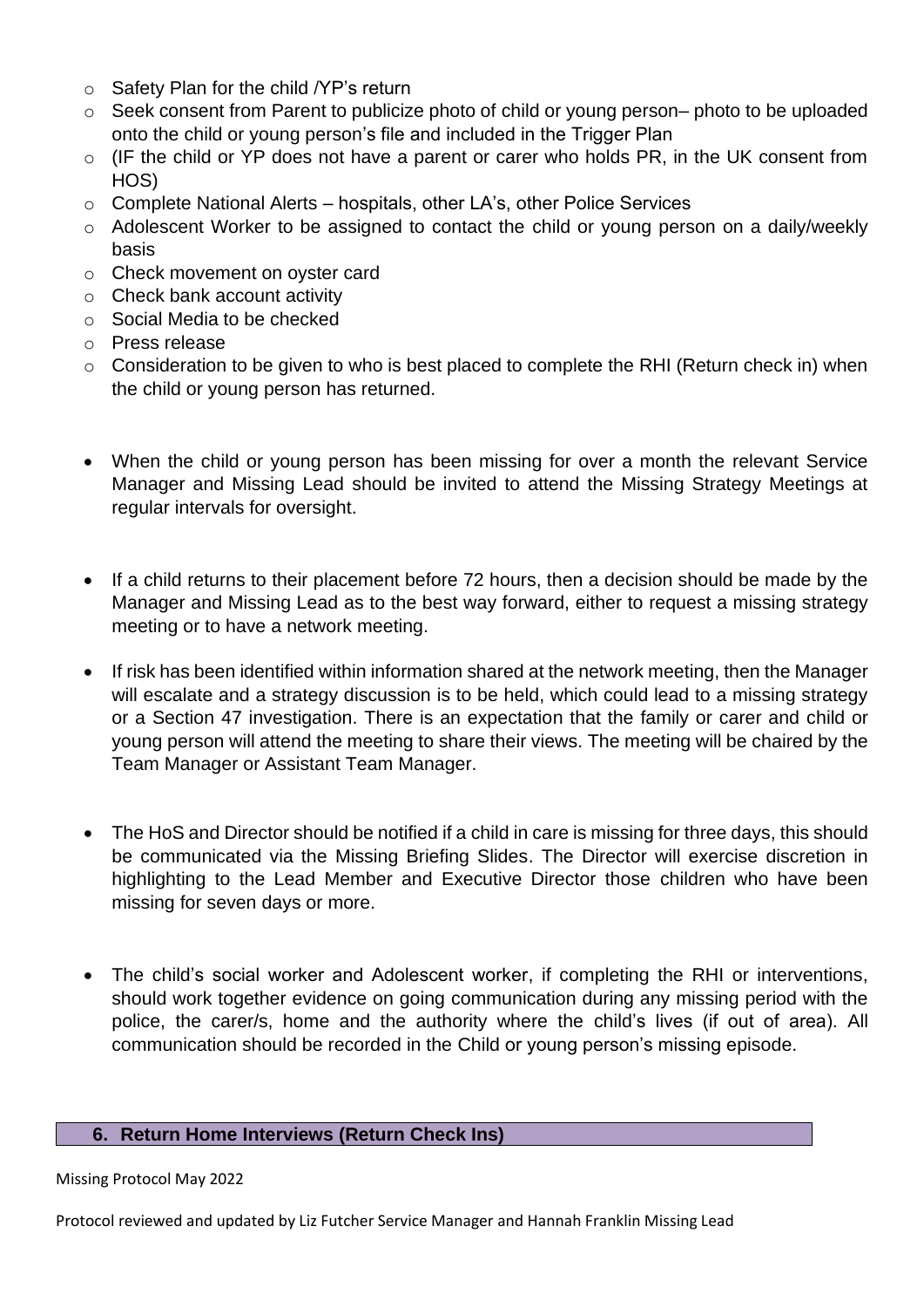- Safety Plan for the child /YP's return
  - Seek consent from Parent to publicize photo of child or young person– photo to be uploaded onto the child or young person's file and included in the Trigger Plan
  - (IF the child or YP does not have a parent or carer who holds PR, in the UK consent from HOS)
  - Complete National Alerts – hospitals, other LA's, other Police Services
  - Adolescent Worker to be assigned to contact the child or young person on a daily/weekly basis
  - Check movement on oyster card
  - Check bank account activity
  - Social Media to be checked
  - Press release
  - Consideration to be given to who is best placed to complete the RHI (Return check in) when the child or young person has returned.

- When the child or young person has been missing for over a month the relevant Service Manager and Missing Lead should be invited to attend the Missing Strategy Meetings at regular intervals for oversight.

- If a child returns to their placement before 72 hours, then a decision should be made by the Manager and Missing Lead as to the best way forward, either to request a missing strategy meeting or to have a network meeting.

- If risk has been identified within information shared at the network meeting, then the Manager will escalate and a strategy discussion is to be held, which could lead to a missing strategy or a Section 47 investigation. There is an expectation that the family or carer and child or young person will attend the meeting to share their views. The meeting will be chaired by the Team Manager or Assistant Team Manager.

- The HoS and Director should be notified if a child in care is missing for three days, this should be communicated via the Missing Briefing Slides. The Director will exercise discretion in highlighting to the Lead Member and Executive Director those children who have been missing for seven days or more.

- The child's social worker and Adolescent worker, if completing the RHI or interventions, should work together evidence on going communication during any missing period with the police, the carer/s, home and the authority where the child's lives (if out of area). All communication should be recorded in the Child or young person's missing episode.

## 6. Return Home Interviews (Return Check Ins)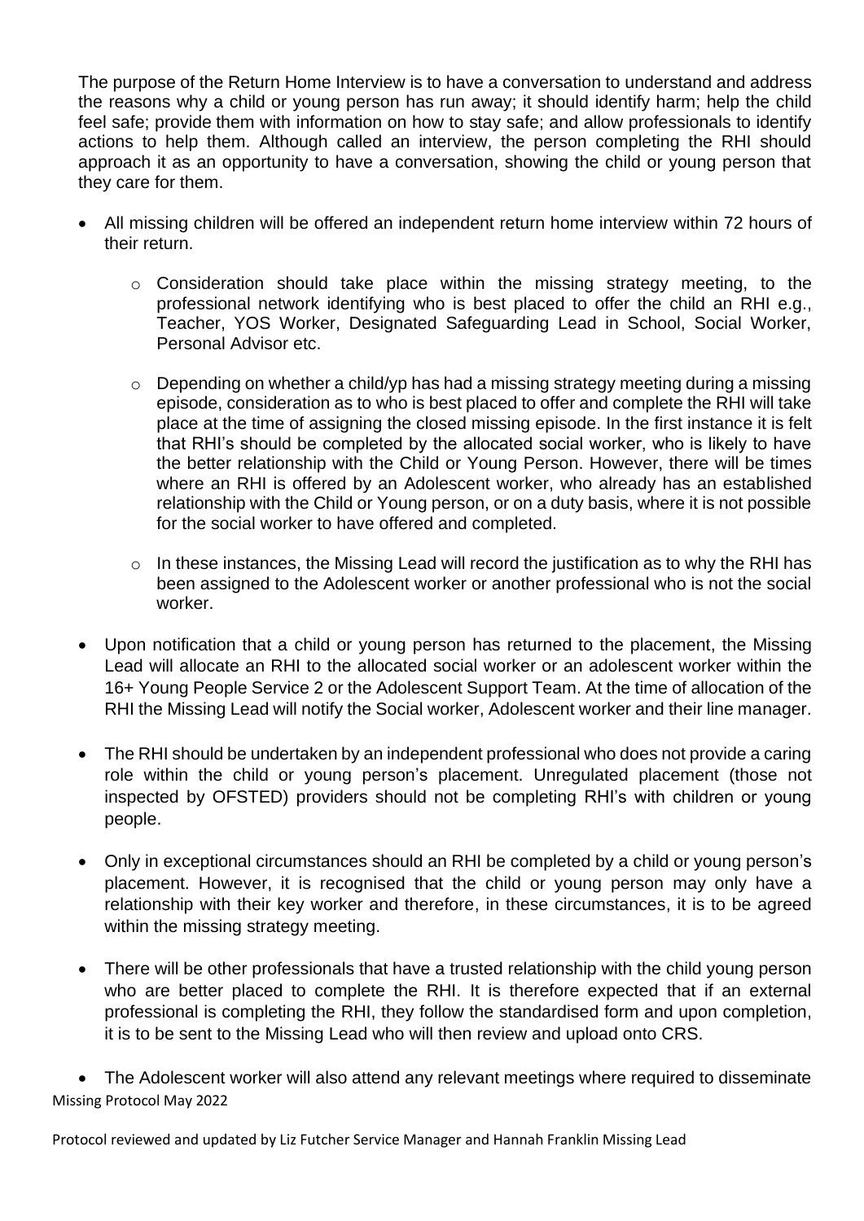The purpose of the Return Home Interview is to have a conversation to understand and address the reasons why a child or young person has run away; it should identify harm; help the child feel safe; provide them with information on how to stay safe; and allow professionals to identify actions to help them. Although called an interview, the person completing the RHI should approach it as an opportunity to have a conversation, showing the child or young person that they care for them.

- All missing children will be offered an independent return home interview within 72 hours of their return.
  - Consideration should take place within the missing strategy meeting, to the professional network identifying who is best placed to offer the child an RHI e.g., Teacher, YOS Worker, Designated Safeguarding Lead in School, Social Worker, Personal Advisor etc.
  - Depending on whether a child/yp has had a missing strategy meeting during a missing episode, consideration as to who is best placed to offer and complete the RHI will take place at the time of assigning the closed missing episode. In the first instance it is felt that RHI's should be completed by the allocated social worker, who is likely to have the better relationship with the Child or Young Person. However, there will be times where an RHI is offered by an Adolescent worker, who already has an established relationship with the Child or Young person, or on a duty basis, where it is not possible for the social worker to have offered and completed.
  - In these instances, the Missing Lead will record the justification as to why the RHI has been assigned to the Adolescent worker or another professional who is not the social worker.
- Upon notification that a child or young person has returned to the placement, the Missing Lead will allocate an RHI to the allocated social worker or an adolescent worker within the 16+ Young People Service 2 or the Adolescent Support Team. At the time of allocation of the RHI the Missing Lead will notify the Social worker, Adolescent worker and their line manager.
- The RHI should be undertaken by an independent professional who does not provide a caring role within the child or young person's placement. Unregulated placement (those not inspected by OFSTED) providers should not be completing RHI's with children or young people.
- Only in exceptional circumstances should an RHI be completed by a child or young person's placement. However, it is recognised that the child or young person may only have a relationship with their key worker and therefore, in these circumstances, it is to be agreed within the missing strategy meeting.
- There will be other professionals that have a trusted relationship with the child young person who are better placed to complete the RHI. It is therefore expected that if an external professional is completing the RHI, they follow the standardised form and upon completion, it is to be sent to the Missing Lead who will then review and upload onto CRS.
- The Adolescent worker will also attend any relevant meetings where required to disseminate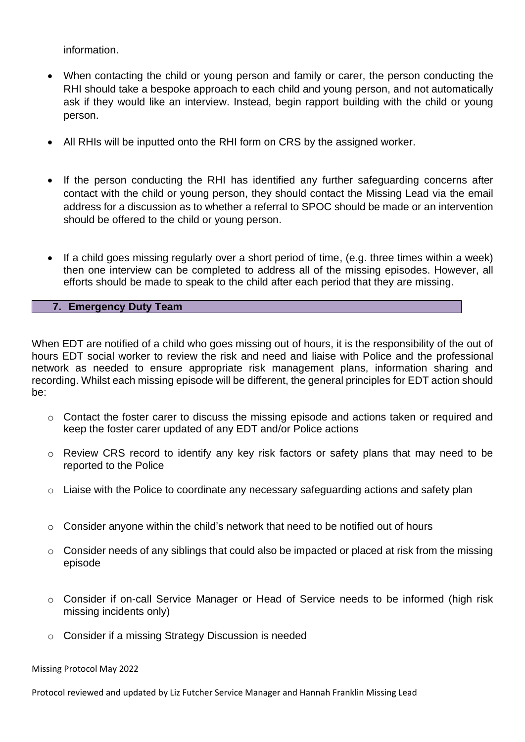information.

- When contacting the child or young person and family or carer, the person conducting the RHI should take a bespoke approach to each child and young person, and not automatically ask if they would like an interview. Instead, begin rapport building with the child or young person.

- All RHIs will be inputted onto the RHI form on CRS by the assigned worker.

- If the person conducting the RHI has identified any further safeguarding concerns after contact with the child or young person, they should contact the Missing Lead via the email address for a discussion as to whether a referral to SPOC should be made or an intervention should be offered to the child or young person.

- If a child goes missing regularly over a short period of time, (e.g. three times within a week) then one interview can be completed to address all of the missing episodes. However, all efforts should be made to speak to the child after each period that they are missing.

## 7. Emergency Duty Team

When EDT are notified of a child who goes missing out of hours, it is the responsibility of the out of hours EDT social worker to review the risk and need and liaise with Police and the professional network as needed to ensure appropriate risk management plans, information sharing and recording. Whilst each missing episode will be different, the general principles for EDT action should be:

- Contact the foster carer to discuss the missing episode and actions taken or required and keep the foster carer updated of any EDT and/or Police actions
- Review CRS record to identify any key risk factors or safety plans that may need to be reported to the Police
- Liaise with the Police to coordinate any necessary safeguarding actions and safety plan
- Consider anyone within the child's network that need to be notified out of hours
- Consider needs of any siblings that could also be impacted or placed at risk from the missing episode
- Consider if on-call Service Manager or Head of Service needs to be informed (high risk missing incidents only)
- Consider if a missing Strategy Discussion is needed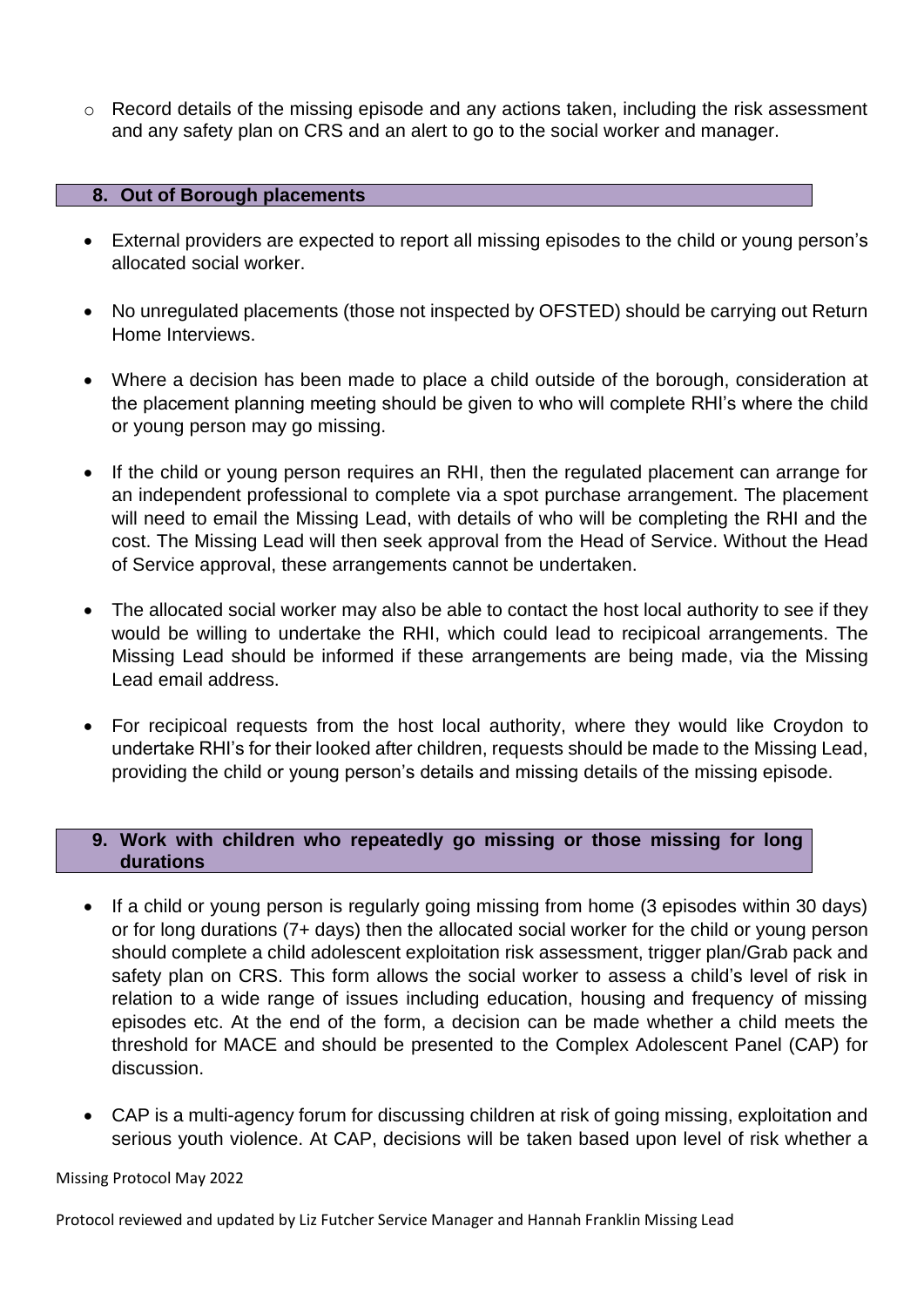- Record details of the missing episode and any actions taken, including the risk assessment and any safety plan on CRS and an alert to go to the social worker and manager.

## 8. Out of Borough placements

- External providers are expected to report all missing episodes to the child or young person's allocated social worker.
- No unregulated placements (those not inspected by OFSTED) should be carrying out Return Home Interviews.
- Where a decision has been made to place a child outside of the borough, consideration at the placement planning meeting should be given to who will complete RHI's where the child or young person may go missing.
- If the child or young person requires an RHI, then the regulated placement can arrange for an independent professional to complete via a spot purchase arrangement. The placement will need to email the Missing Lead, with details of who will be completing the RHI and the cost. The Missing Lead will then seek approval from the Head of Service. Without the Head of Service approval, these arrangements cannot be undertaken.
- The allocated social worker may also be able to contact the host local authority to see if they would be willing to undertake the RHI, which could lead to recipicoal arrangements. The Missing Lead should be informed if these arrangements are being made, via the Missing Lead email address.
- For recipicoal requests from the host local authority, where they would like Croydon to undertake RHI's for their looked after children, requests should be made to the Missing Lead, providing the child or young person's details and missing details of the missing episode.

## 9. Work with children who repeatedly go missing or those missing for long durations

- If a child or young person is regularly going missing from home (3 episodes within 30 days) or for long durations (7+ days) then the allocated social worker for the child or young person should complete a child adolescent exploitation risk assessment, trigger plan/Grab pack and safety plan on CRS. This form allows the social worker to assess a child's level of risk in relation to a wide range of issues including education, housing and frequency of missing episodes etc. At the end of the form, a decision can be made whether a child meets the threshold for MACE and should be presented to the Complex Adolescent Panel (CAP) for discussion.
- CAP is a multi-agency forum for discussing children at risk of going missing, exploitation and serious youth violence. At CAP, decisions will be taken based upon level of risk whether a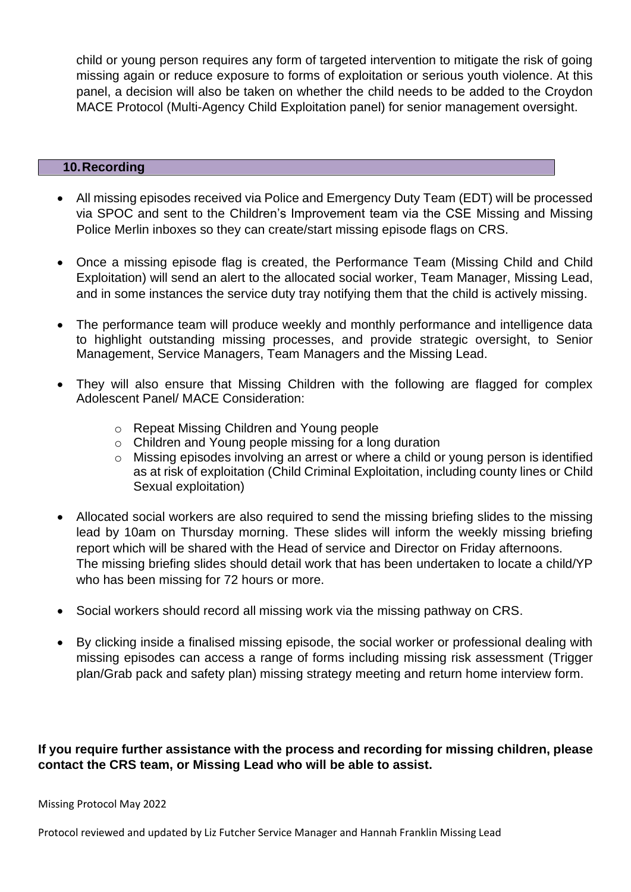child or young person requires any form of targeted intervention to mitigate the risk of going missing again or reduce exposure to forms of exploitation or serious youth violence. At this panel, a decision will also be taken on whether the child needs to be added to the Croydon MACE Protocol (Multi-Agency Child Exploitation panel) for senior management oversight.

## 10. Recording

- All missing episodes received via Police and Emergency Duty Team (EDT) will be processed via SPOC and sent to the Children's Improvement team via the CSE Missing and Missing Police Merlin inboxes so they can create/start missing episode flags on CRS.
- Once a missing episode flag is created, the Performance Team (Missing Child and Child Exploitation) will send an alert to the allocated social worker, Team Manager, Missing Lead, and in some instances the service duty tray notifying them that the child is actively missing.
- The performance team will produce weekly and monthly performance and intelligence data to highlight outstanding missing processes, and provide strategic oversight, to Senior Management, Service Managers, Team Managers and the Missing Lead.
- They will also ensure that Missing Children with the following are flagged for complex Adolescent Panel/ MACE Consideration:
    - Repeat Missing Children and Young people
    - Children and Young people missing for a long duration
    - Missing episodes involving an arrest or where a child or young person is identified as at risk of exploitation (Child Criminal Exploitation, including county lines or Child Sexual exploitation)
- Allocated social workers are also required to send the missing briefing slides to the missing lead by 10am on Thursday morning. These slides will inform the weekly missing briefing report which will be shared with the Head of service and Director on Friday afternoons.
  The missing briefing slides should detail work that has been undertaken to locate a child/YP who has been missing for 72 hours or more.
- Social workers should record all missing work via the missing pathway on CRS.
- By clicking inside a finalised missing episode, the social worker or professional dealing with missing episodes can access a range of forms including missing risk assessment (Trigger plan/Grab pack and safety plan) missing strategy meeting and return home interview form.

**If you require further assistance with the process and recording for missing children, please contact the CRS team, or Missing Lead who will be able to assist.**

Missing Protocol May 2022

Protocol reviewed and updated by Liz Futcher Service Manager and Hannah Franklin Missing Lead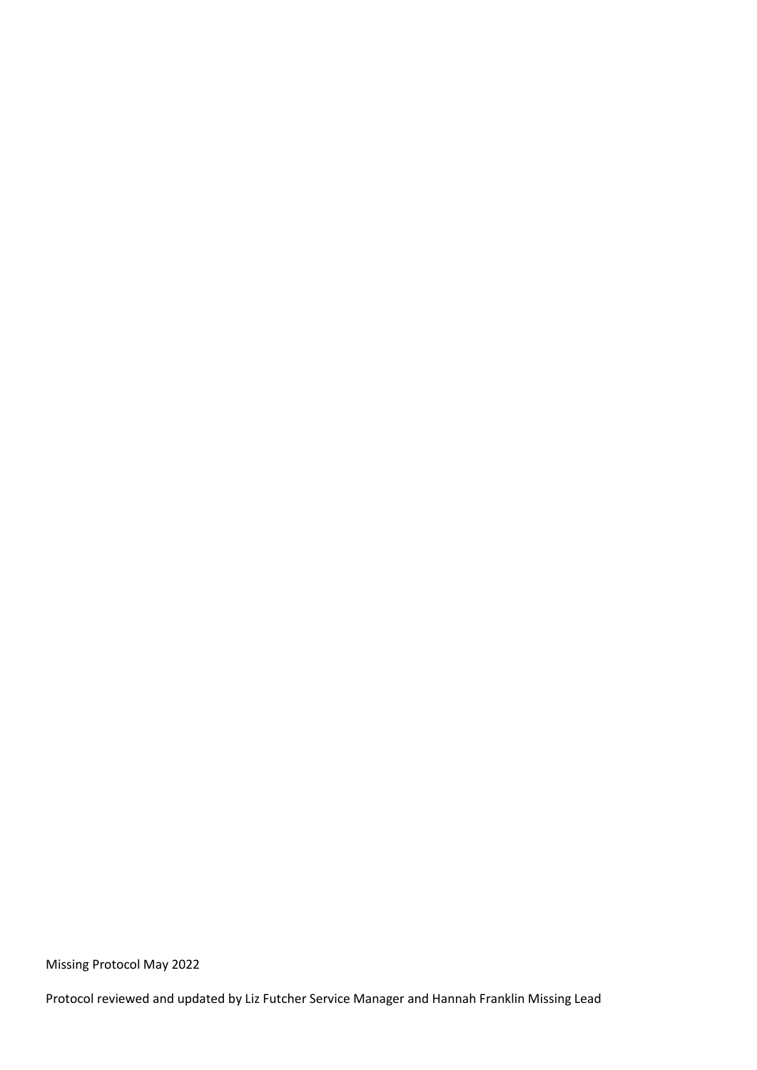Missing Protocol May 2022

Protocol reviewed and updated by Liz Futcher Service Manager and Hannah Franklin Missing Lead